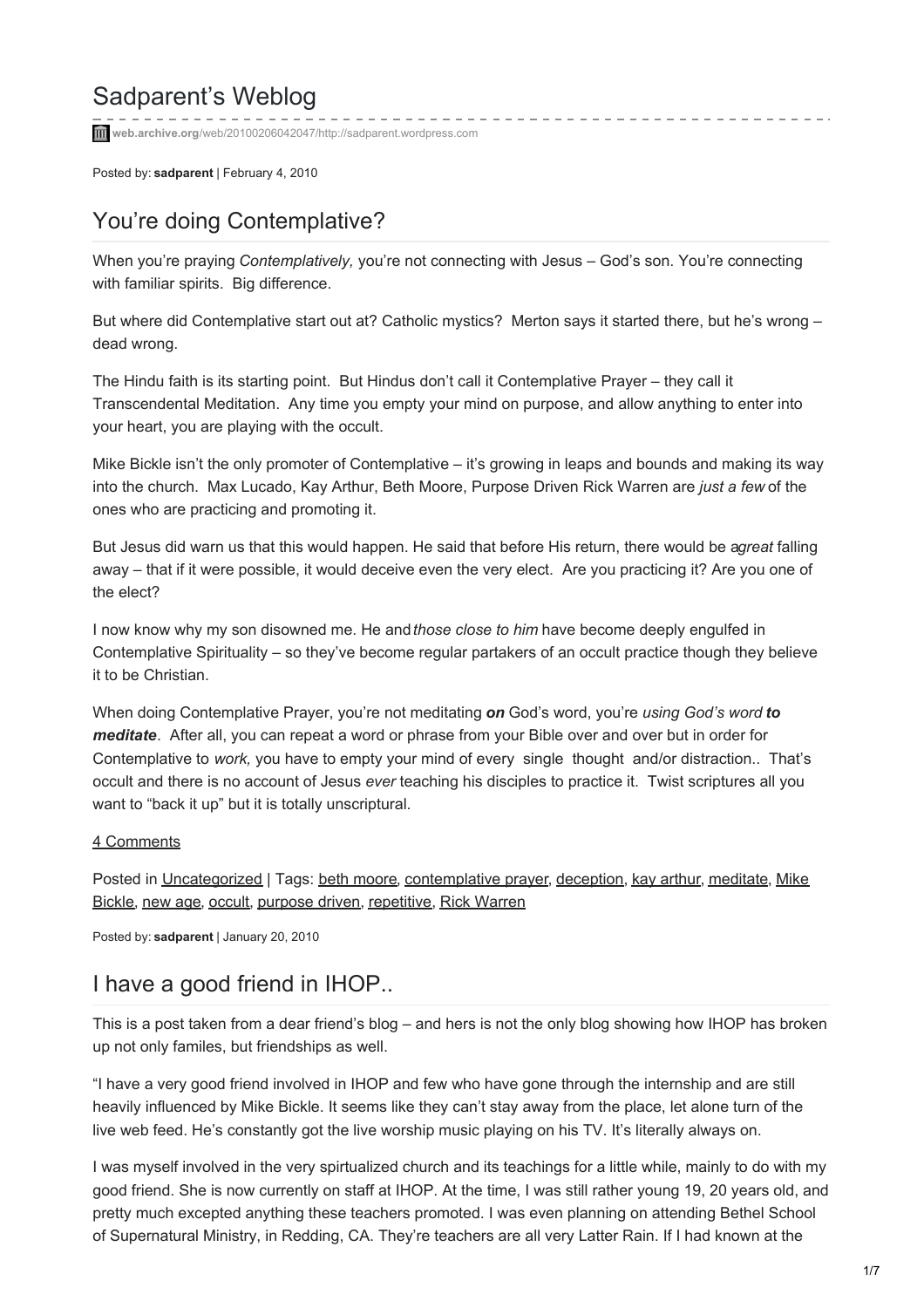# Sadparent's Weblog

web.archive.org/web/20100206042047/http://sadparent.wordpress.com

Posted by: **sadparent** | February 4, 2010

## You're doing Contemplative?

When you're praying *Contemplatively,* you're not connecting with Jesus – God's son. You're connecting with familiar spirits. Big difference.

But where did Contemplative start out at? Catholic mystics? Merton says it started there, but he's wrong – dead wrong.

The Hindu faith is its starting point. But Hindus don't call it Contemplative Prayer – they call it Transcendental Meditation. Any time you empty your mind on purpose, and allow anything to enter into your heart, you are playing with the occult.

Mike Bickle isn't the only promoter of Contemplative – it's growing in leaps and bounds and making its way into the church. Max Lucado, Kay Arthur, Beth Moore, Purpose Driven Rick Warren are *just a few* of the ones who are practicing and promoting it.

But Jesus did warn us that this would happen. He said that before His return, there would be a*great* falling away – that if it were possible, it would deceive even the very elect. Are you practicing it? Are you one of the elect?

I now know why my son disowned me. He and *those close to him* have become deeply engulfed in Contemplative Spirituality – so they've become regular partakers of an occult practice though they believe it to be Christian.

When doing Contemplative Prayer, you're not meditating ***on*** God's word, you're *using God's word* ***to meditate***. After all, you can repeat a word or phrase from your Bible over and over but in order for Contemplative to *work,* you have to empty your mind of every single thought and/or distraction.. That's occult and there is no account of Jesus *ever* teaching his disciples to practice it. Twist scriptures all you want to "back it up" but it is totally unscriptural.

4 Comments

Posted in Uncategorized | Tags: beth moore, contemplative prayer, deception, kay arthur, meditate, Mike Bickle, new age, occult, purpose driven, repetitive, Rick Warren

Posted by: **sadparent** | January 20, 2010

## I have a good friend in IHOP..

This is a post taken from a dear friend's blog – and hers is not the only blog showing how IHOP has broken up not only familes, but friendships as well.

"I have a very good friend involved in IHOP and few who have gone through the internship and are still heavily influenced by Mike Bickle. It seems like they can't stay away from the place, let alone turn of the live web feed. He's constantly got the live worship music playing on his TV. It's literally always on.

I was myself involved in the very spirtualized church and its teachings for a little while, mainly to do with my good friend. She is now currently on staff at IHOP. At the time, I was still rather young 19, 20 years old, and pretty much excepted anything these teachers promoted. I was even planning on attending Bethel School of Supernatural Ministry, in Redding, CA. They're teachers are all very Latter Rain. If I had known at the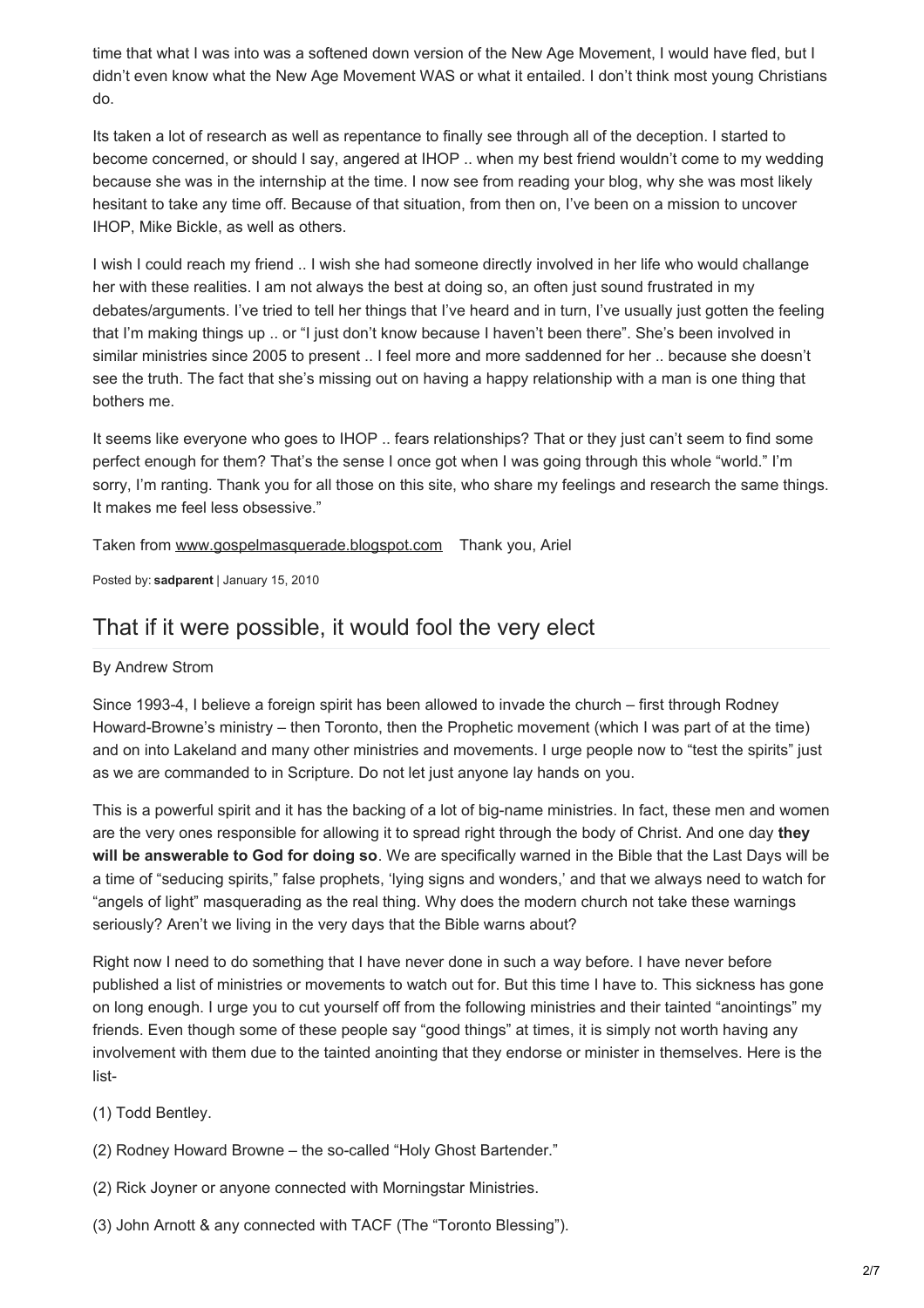time that what I was into was a softened down version of the New Age Movement, I would have fled, but I didn't even know what the New Age Movement WAS or what it entailed. I don't think most young Christians do.

Its taken a lot of research as well as repentance to finally see through all of the deception. I started to become concerned, or should I say, angered at IHOP .. when my best friend wouldn't come to my wedding because she was in the internship at the time. I now see from reading your blog, why she was most likely hesitant to take any time off. Because of that situation, from then on, I've been on a mission to uncover IHOP, Mike Bickle, as well as others.

I wish I could reach my friend .. I wish she had someone directly involved in her life who would challange her with these realities. I am not always the best at doing so, an often just sound frustrated in my debates/arguments. I've tried to tell her things that I've heard and in turn, I've usually just gotten the feeling that I'm making things up .. or "I just don't know because I haven't been there". She's been involved in similar ministries since 2005 to present .. I feel more and more saddenned for her .. because she doesn't see the truth. The fact that she's missing out on having a happy relationship with a man is one thing that bothers me.

It seems like everyone who goes to IHOP .. fears relationships? That or they just can't seem to find some perfect enough for them? That's the sense I once got when I was going through this whole "world." I'm sorry, I'm ranting. Thank you for all those on this site, who share my feelings and research the same things. It makes me feel less obsessive."

Taken from www.gospelmasquerade.blogspot.com   Thank you, Ariel

Posted by: **sadparent** | January 15, 2010

## That if it were possible, it would fool the very elect

By Andrew Strom

Since 1993-4, I believe a foreign spirit has been allowed to invade the church – first through Rodney Howard-Browne's ministry – then Toronto, then the Prophetic movement (which I was part of at the time) and on into Lakeland and many other ministries and movements. I urge people now to "test the spirits" just as we are commanded to in Scripture. Do not let just anyone lay hands on you.

This is a powerful spirit and it has the backing of a lot of big-name ministries. In fact, these men and women are the very ones responsible for allowing it to spread right through the body of Christ. And one day **they will be answerable to God for doing so**. We are specifically warned in the Bible that the Last Days will be a time of "seducing spirits," false prophets, 'lying signs and wonders,' and that we always need to watch for "angels of light" masquerading as the real thing. Why does the modern church not take these warnings seriously? Aren't we living in the very days that the Bible warns about?

Right now I need to do something that I have never done in such a way before. I have never before published a list of ministries or movements to watch out for. But this time I have to. This sickness has gone on long enough. I urge you to cut yourself off from the following ministries and their tainted "anointings" my friends. Even though some of these people say "good things" at times, it is simply not worth having any involvement with them due to the tainted anointing that they endorse or minister in themselves. Here is the list-

(1) Todd Bentley.

(2) Rodney Howard Browne – the so-called "Holy Ghost Bartender."

(2) Rick Joyner or anyone connected with Morningstar Ministries.

(3) John Arnott & any connected with TACF (The "Toronto Blessing").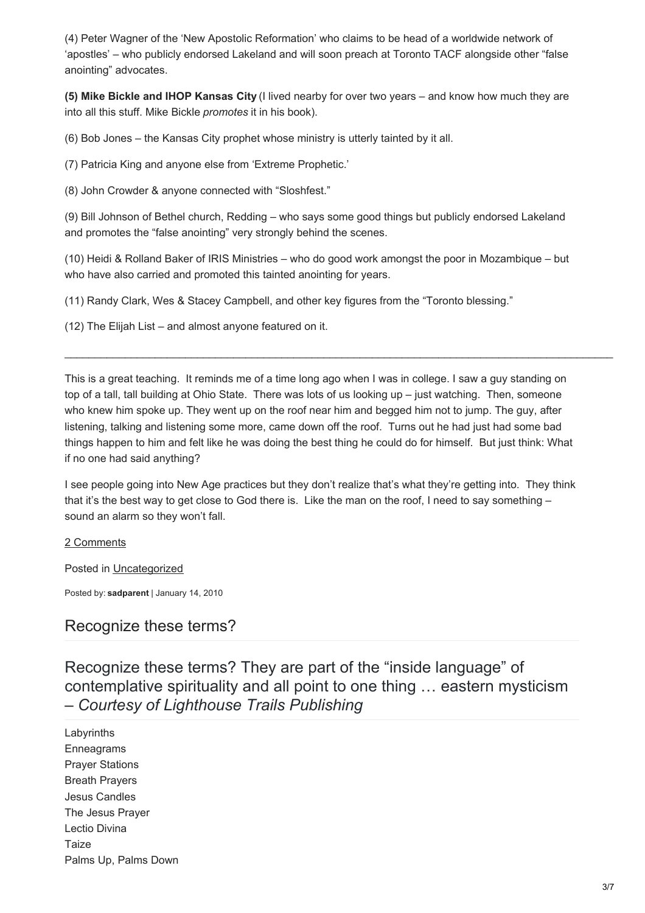(4) Peter Wagner of the 'New Apostolic Reformation' who claims to be head of a worldwide network of 'apostles' – who publicly endorsed Lakeland and will soon preach at Toronto TACF alongside other "false anointing" advocates.

**(5) Mike Bickle and IHOP Kansas City** (I lived nearby for over two years – and know how much they are into all this stuff. Mike Bickle *promotes* it in his book).

(6) Bob Jones – the Kansas City prophet whose ministry is utterly tainted by it all.

(7) Patricia King and anyone else from 'Extreme Prophetic.'

(8) John Crowder & anyone connected with "Sloshfest."

(9) Bill Johnson of Bethel church, Redding – who says some good things but publicly endorsed Lakeland and promotes the "false anointing" very strongly behind the scenes.

(10) Heidi & Rolland Baker of IRIS Ministries – who do good work amongst the poor in Mozambique – but who have also carried and promoted this tainted anointing for years.

(11) Randy Clark, Wes & Stacey Campbell, and other key figures from the "Toronto blessing."

(12) The Elijah List – and almost anyone featured on it.

---

This is a great teaching. It reminds me of a time long ago when I was in college. I saw a guy standing on top of a tall, tall building at Ohio State. There was lots of us looking up – just watching. Then, someone who knew him spoke up. They went up on the roof near him and begged him not to jump. The guy, after listening, talking and listening some more, came down off the roof. Turns out he had just had some bad things happen to him and felt like he was doing the best thing he could do for himself. But just think: What if no one had said anything?

I see people going into New Age practices but they don't realize that's what they're getting into. They think that it's the best way to get close to God there is. Like the man on the roof, I need to say something – sound an alarm so they won't fall.

2 Comments

Posted in Uncategorized

Posted by: **sadparent** | January 14, 2010

## Recognize these terms?

## Recognize these terms? They are part of the "inside language" of contemplative spirituality and all point to one thing … eastern mysticism – *Courtesy of Lighthouse Trails Publishing*

Labyrinths
Enneagrams
Prayer Stations
Breath Prayers
Jesus Candles
The Jesus Prayer
Lectio Divina
Taize
Palms Up, Palms Down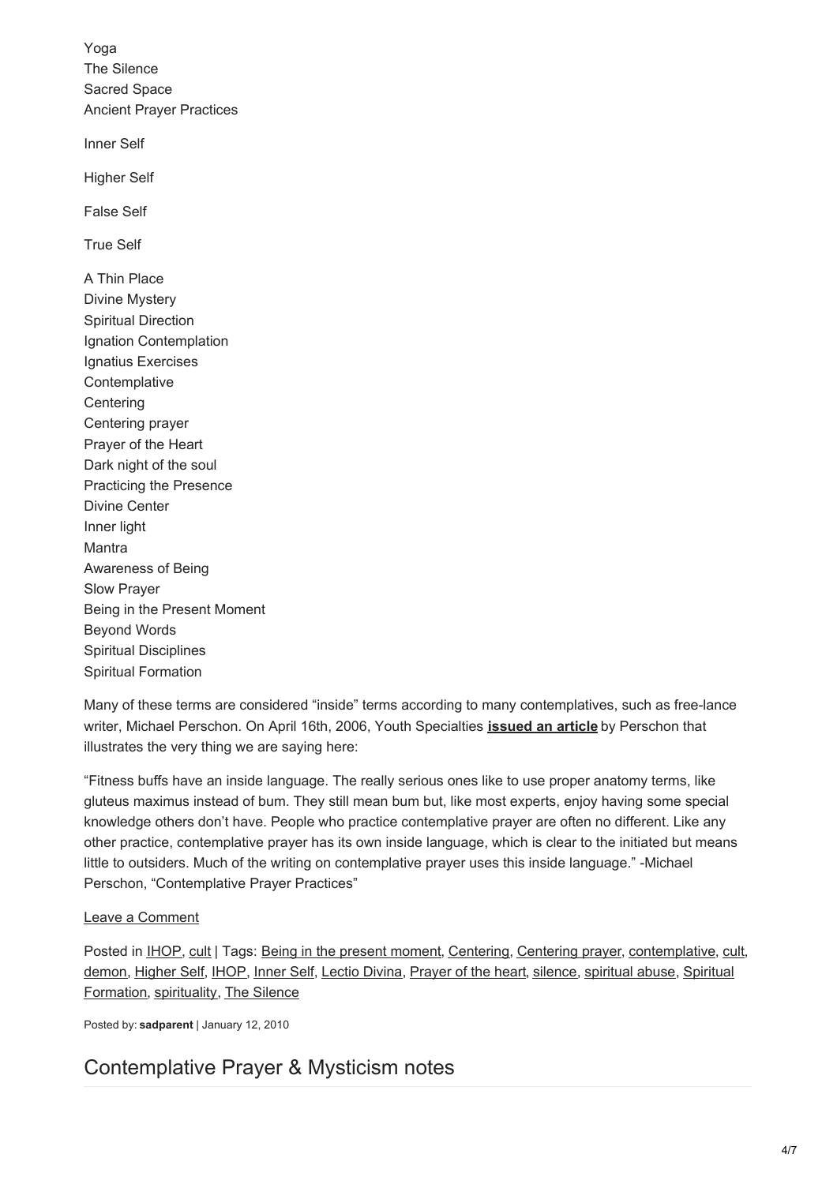Yoga
The Silence
Sacred Space
Ancient Prayer Practices

Inner Self

Higher Self

False Self

True Self

A Thin Place
Divine Mystery
Spiritual Direction
Ignation Contemplation
Ignatius Exercises
Contemplative
Centering
Centering prayer
Prayer of the Heart
Dark night of the soul
Practicing the Presence
Divine Center
Inner light
Mantra
Awareness of Being
Slow Prayer
Being in the Present Moment
Beyond Words
Spiritual Disciplines
Spiritual Formation

Many of these terms are considered "inside" terms according to many contemplatives, such as free-lance writer, Michael Perschon. On April 16th, 2006, Youth Specialties **issued an article** by Perschon that illustrates the very thing we are saying here:

"Fitness buffs have an inside language. The really serious ones like to use proper anatomy terms, like gluteus maximus instead of bum. They still mean bum but, like most experts, enjoy having some special knowledge others don't have. People who practice contemplative prayer are often no different. Like any other practice, contemplative prayer has its own inside language, which is clear to the initiated but means little to outsiders. Much of the writing on contemplative prayer uses this inside language." -Michael Perschon, "Contemplative Prayer Practices"

Leave a Comment

Posted in IHOP, cult | Tags: Being in the present moment, Centering, Centering prayer, contemplative, cult, demon, Higher Self, IHOP, Inner Self, Lectio Divina, Prayer of the heart, silence, spiritual abuse, Spiritual Formation, spirituality, The Silence

Posted by: **sadparent** | January 12, 2010

## Contemplative Prayer & Mysticism notes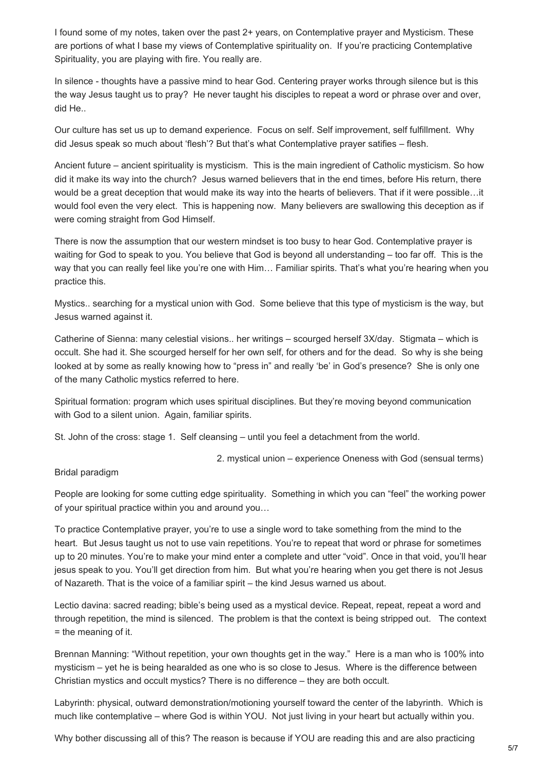I found some of my notes, taken over the past 2+ years, on Contemplative prayer and Mysticism. These are portions of what I base my views of Contemplative spirituality on. If you're practicing Contemplative Spirituality, you are playing with fire. You really are.

In silence - thoughts have a passive mind to hear God. Centering prayer works through silence but is this the way Jesus taught us to pray? He never taught his disciples to repeat a word or phrase over and over, did He..

Our culture has set us up to demand experience. Focus on self. Self improvement, self fulfillment. Why did Jesus speak so much about 'flesh'? But that's what Contemplative prayer satifies – flesh.

Ancient future – ancient spirituality is mysticism. This is the main ingredient of Catholic mysticism. So how did it make its way into the church? Jesus warned believers that in the end times, before His return, there would be a great deception that would make its way into the hearts of believers. That if it were possible…it would fool even the very elect. This is happening now. Many believers are swallowing this deception as if were coming straight from God Himself.

There is now the assumption that our western mindset is too busy to hear God. Contemplative prayer is waiting for God to speak to you. You believe that God is beyond all understanding – too far off. This is the way that you can really feel like you're one with Him… Familiar spirits. That's what you're hearing when you practice this.

Mystics.. searching for a mystical union with God. Some believe that this type of mysticism is the way, but Jesus warned against it.

Catherine of Sienna: many celestial visions.. her writings – scourged herself 3X/day. Stigmata – which is occult. She had it. She scourged herself for her own self, for others and for the dead. So why is she being looked at by some as really knowing how to "press in" and really 'be' in God's presence? She is only one of the many Catholic mystics referred to here.

Spiritual formation: program which uses spiritual disciplines. But they're moving beyond communication with God to a silent union. Again, familiar spirits.

St. John of the cross: stage 1. Self cleansing – until you feel a detachment from the world.

2. mystical union – experience Oneness with God (sensual terms)

Bridal paradigm

People are looking for some cutting edge spirituality. Something in which you can "feel" the working power of your spiritual practice within you and around you…

To practice Contemplative prayer, you're to use a single word to take something from the mind to the heart. But Jesus taught us not to use vain repetitions. You're to repeat that word or phrase for sometimes up to 20 minutes. You're to make your mind enter a complete and utter "void". Once in that void, you'll hear jesus speak to you. You'll get direction from him. But what you're hearing when you get there is not Jesus of Nazareth. That is the voice of a familiar spirit – the kind Jesus warned us about.

Lectio davina: sacred reading; bible's being used as a mystical device. Repeat, repeat, repeat a word and through repetition, the mind is silenced. The problem is that the context is being stripped out. The context = the meaning of it.

Brennan Manning: "Without repetition, your own thoughts get in the way." Here is a man who is 100% into mysticism – yet he is being hearalded as one who is so close to Jesus. Where is the difference between Christian mystics and occult mystics? There is no difference – they are both occult.

Labyrinth: physical, outward demonstration/motioning yourself toward the center of the labyrinth. Which is much like contemplative – where God is within YOU. Not just living in your heart but actually within you.

Why bother discussing all of this? The reason is because if YOU are reading this and are also practicing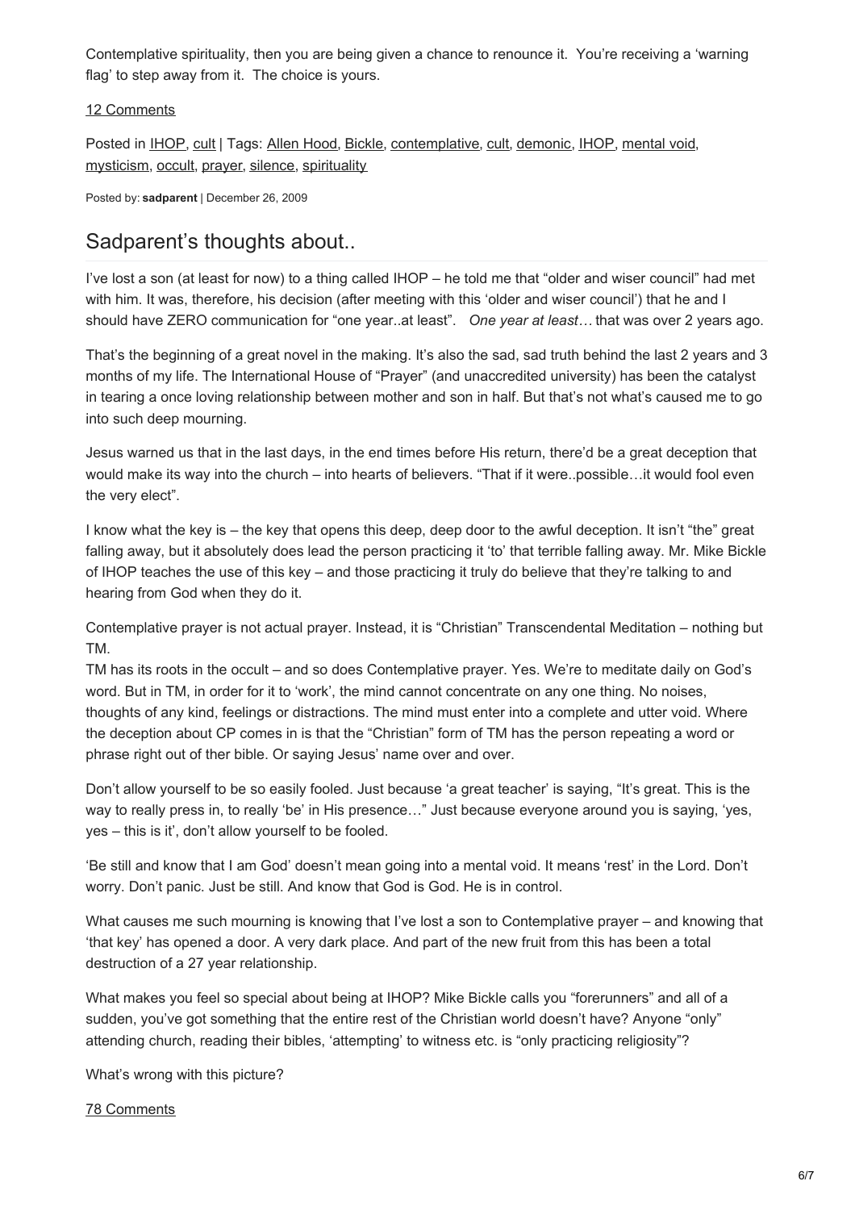Contemplative spirituality, then you are being given a chance to renounce it. You're receiving a 'warning flag' to step away from it. The choice is yours.

12 Comments

Posted in IHOP, cult | Tags: Allen Hood, Bickle, contemplative, cult, demonic, IHOP, mental void, mysticism, occult, prayer, silence, spirituality

Posted by: **sadparent** | December 26, 2009

## Sadparent's thoughts about..

I've lost a son (at least for now) to a thing called IHOP – he told me that "older and wiser council" had met with him. It was, therefore, his decision (after meeting with this 'older and wiser council') that he and I should have ZERO communication for "one year..at least". *One year at least…* that was over 2 years ago.

That's the beginning of a great novel in the making. It's also the sad, sad truth behind the last 2 years and 3 months of my life. The International House of "Prayer" (and unaccredited university) has been the catalyst in tearing a once loving relationship between mother and son in half. But that's not what's caused me to go into such deep mourning.

Jesus warned us that in the last days, in the end times before His return, there'd be a great deception that would make its way into the church – into hearts of believers. "That if it were..possible…it would fool even the very elect".

I know what the key is – the key that opens this deep, deep door to the awful deception. It isn't "the" great falling away, but it absolutely does lead the person practicing it 'to' that terrible falling away. Mr. Mike Bickle of IHOP teaches the use of this key – and those practicing it truly do believe that they're talking to and hearing from God when they do it.

Contemplative prayer is not actual prayer. Instead, it is "Christian" Transcendental Meditation – nothing but TM.

TM has its roots in the occult – and so does Contemplative prayer. Yes. We're to meditate daily on God's word. But in TM, in order for it to 'work', the mind cannot concentrate on any one thing. No noises, thoughts of any kind, feelings or distractions. The mind must enter into a complete and utter void. Where the deception about CP comes in is that the "Christian" form of TM has the person repeating a word or phrase right out of ther bible. Or saying Jesus' name over and over.

Don't allow yourself to be so easily fooled. Just because 'a great teacher' is saying, "It's great. This is the way to really press in, to really 'be' in His presence…" Just because everyone around you is saying, 'yes, yes – this is it', don't allow yourself to be fooled.

'Be still and know that I am God' doesn't mean going into a mental void. It means 'rest' in the Lord. Don't worry. Don't panic. Just be still. And know that God is God. He is in control.

What causes me such mourning is knowing that I've lost a son to Contemplative prayer – and knowing that 'that key' has opened a door. A very dark place. And part of the new fruit from this has been a total destruction of a 27 year relationship.

What makes you feel so special about being at IHOP? Mike Bickle calls you "forerunners" and all of a sudden, you've got something that the entire rest of the Christian world doesn't have? Anyone "only" attending church, reading their bibles, 'attempting' to witness etc. is "only practicing religiosity"?

What's wrong with this picture?

78 Comments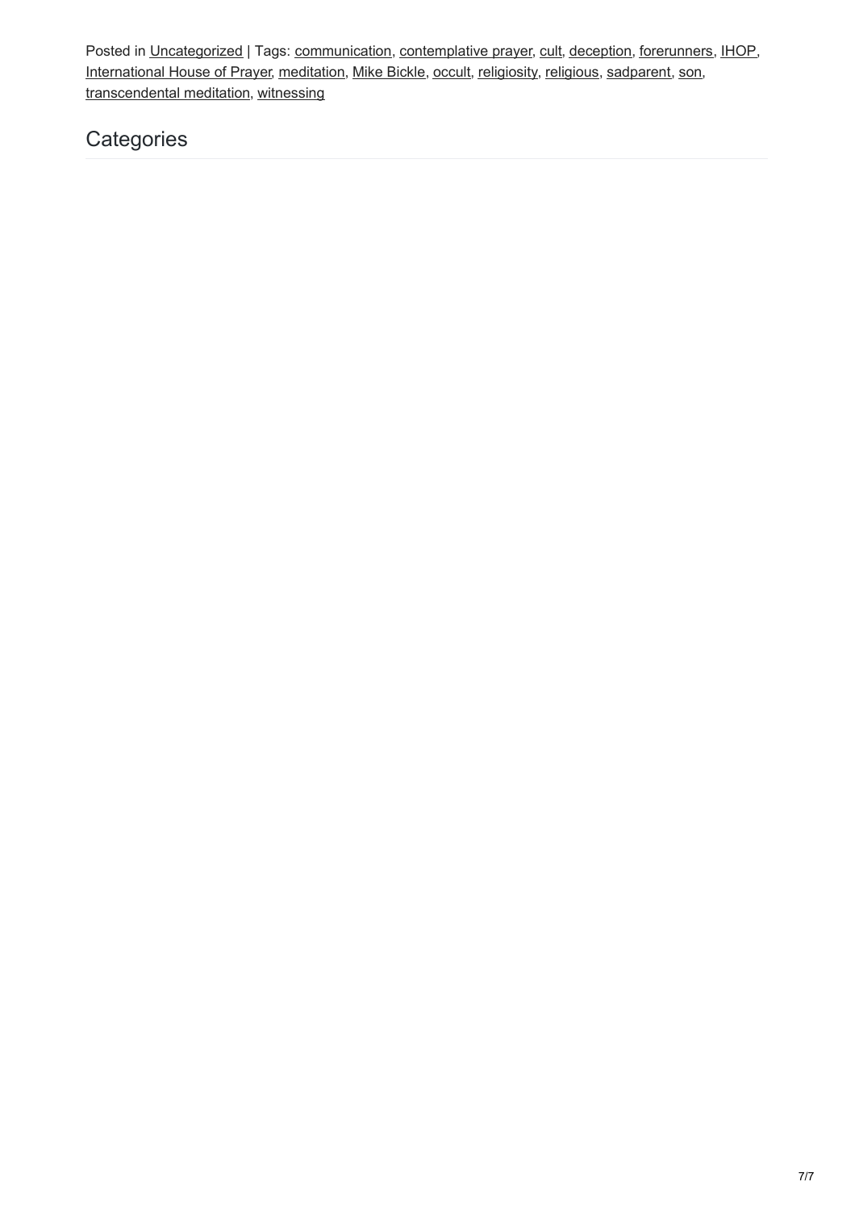Posted in Uncategorized | Tags: communication, contemplative prayer, cult, deception, forerunners, IHOP, International House of Prayer, meditation, Mike Bickle, occult, religiosity, religious, sadparent, son, transcendental meditation, witnessing

## Categories